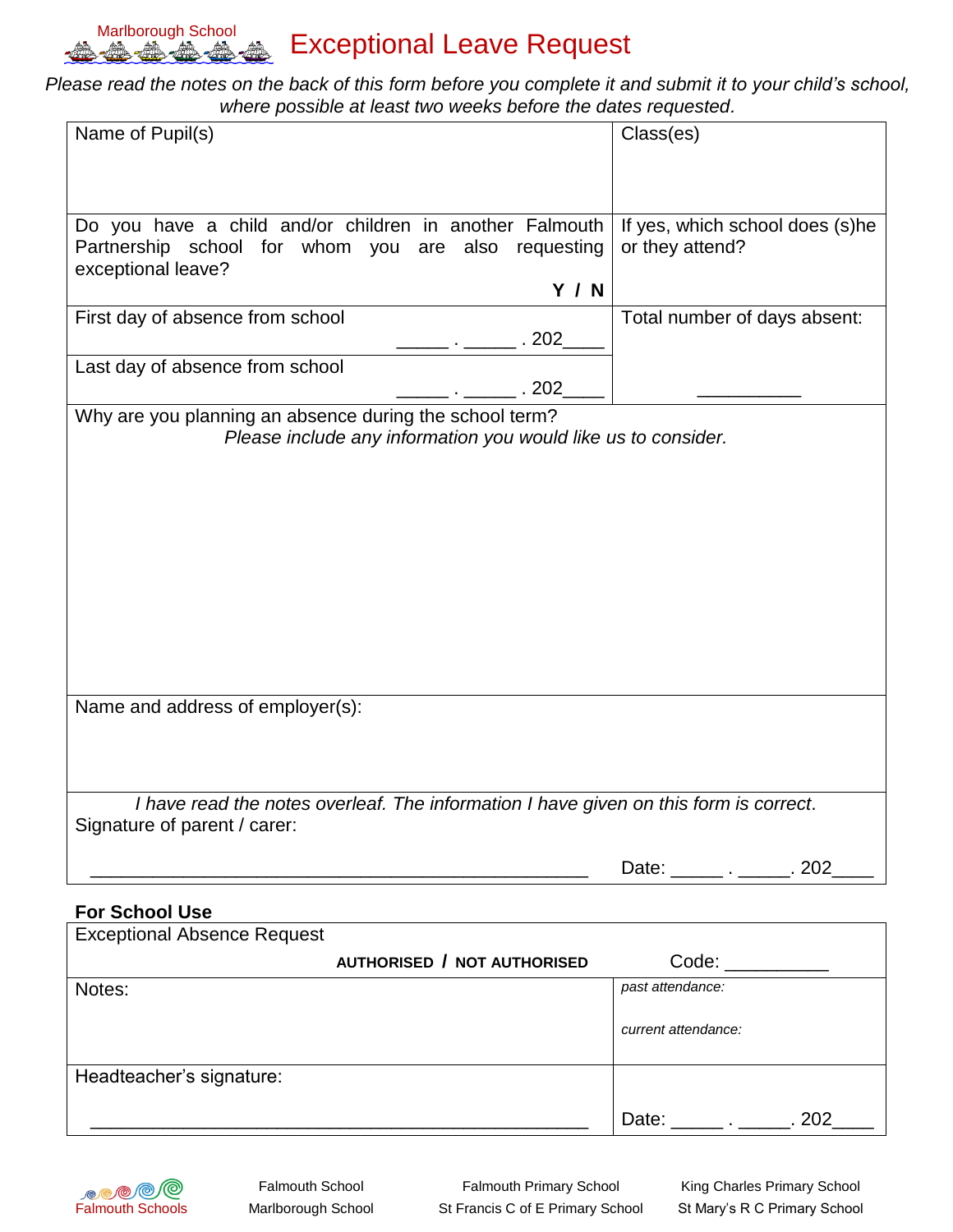Marlborough School

# Exceptional Leave Request

*Please read the notes on the back of this form before you complete it and submit it to your child's school, where possible at least two weeks before the dates requested.*

| Name of Pupil(s) | Class(es) |
|---|---|
| Do you have a child and/or children in another Falmouth Partnership school for whom you are also requesting exceptional leave? **Y / N** | If yes, which school does (s)he or they attend? |
| First day of absence from school _____ . _____ . 202____ | Total number of days absent: __________ |
| Last day of absence from school _____ . _____ . 202____ | |
| Why are you planning an absence during the school term? *Please include any information you would like us to consider.* | |
| Name and address of employer(s): | |
| *I have read the notes overleaf. The information I have given on this form is correct.* Signature of parent / carer: ______________________________________________ | Date: _____ . _____. 202____ |

**For School Use**

| Exceptional Absence Request **AUTHORISED / NOT AUTHORISED** | Code: __________ |
|---|---|
| Notes: | *past attendance:* *current attendance:* |
| Headteacher's signature: ______________________________________________ | Date: _____ . _____. 202____ |

Falmouth Schools

Falmouth School — Marlborough School — Falmouth Primary School — St Francis C of E Primary School — King Charles Primary School — St Mary's R C Primary School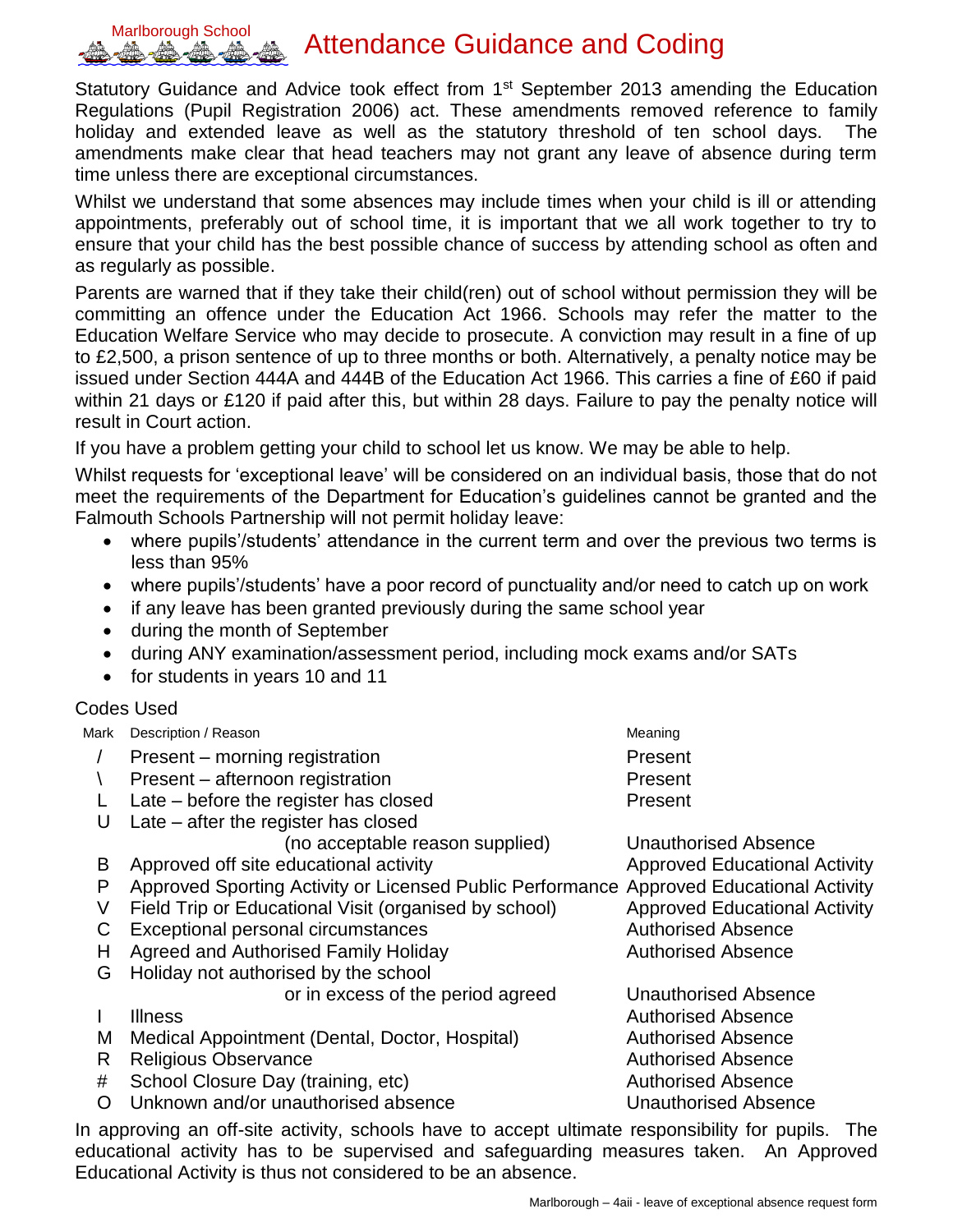# Attendance Guidance and Coding

Marlborough School

Statutory Guidance and Advice took effect from 1st September 2013 amending the Education Regulations (Pupil Registration 2006) act. These amendments removed reference to family holiday and extended leave as well as the statutory threshold of ten school days. The amendments make clear that head teachers may not grant any leave of absence during term time unless there are exceptional circumstances.

Whilst we understand that some absences may include times when your child is ill or attending appointments, preferably out of school time, it is important that we all work together to try to ensure that your child has the best possible chance of success by attending school as often and as regularly as possible.

Parents are warned that if they take their child(ren) out of school without permission they will be committing an offence under the Education Act 1966. Schools may refer the matter to the Education Welfare Service who may decide to prosecute. A conviction may result in a fine of up to £2,500, a prison sentence of up to three months or both. Alternatively, a penalty notice may be issued under Section 444A and 444B of the Education Act 1966. This carries a fine of £60 if paid within 21 days or £120 if paid after this, but within 28 days. Failure to pay the penalty notice will result in Court action.

If you have a problem getting your child to school let us know. We may be able to help.

Whilst requests for 'exceptional leave' will be considered on an individual basis, those that do not meet the requirements of the Department for Education's guidelines cannot be granted and the Falmouth Schools Partnership will not permit holiday leave:

- where pupils'/students' attendance in the current term and over the previous two terms is less than 95%
- where pupils'/students' have a poor record of punctuality and/or need to catch up on work
- if any leave has been granted previously during the same school year
- during the month of September
- during ANY examination/assessment period, including mock exams and/or SATs
- for students in years 10 and 11

Codes Used

| Mark | Description / Reason | Meaning |
|---|---|---|
| / | Present – morning registration | Present |
| \ | Present – afternoon registration | Present |
| L | Late – before the register has closed | Present |
| U | Late – after the register has closed (no acceptable reason supplied) | Unauthorised Absence |
| B | Approved off site educational activity | Approved Educational Activity |
| P | Approved Sporting Activity or Licensed Public Performance | Approved Educational Activity |
| V | Field Trip or Educational Visit (organised by school) | Approved Educational Activity |
| C | Exceptional personal circumstances | Authorised Absence |
| H | Agreed and Authorised Family Holiday | Authorised Absence |
| G | Holiday not authorised by the school or in excess of the period agreed | Unauthorised Absence |
| I | Illness | Authorised Absence |
| M | Medical Appointment (Dental, Doctor, Hospital) | Authorised Absence |
| R | Religious Observance | Authorised Absence |
| # | School Closure Day (training, etc) | Authorised Absence |
| O | Unknown and/or unauthorised absence | Unauthorised Absence |

In approving an off-site activity, schools have to accept ultimate responsibility for pupils. The educational activity has to be supervised and safeguarding measures taken. An Approved Educational Activity is thus not considered to be an absence.